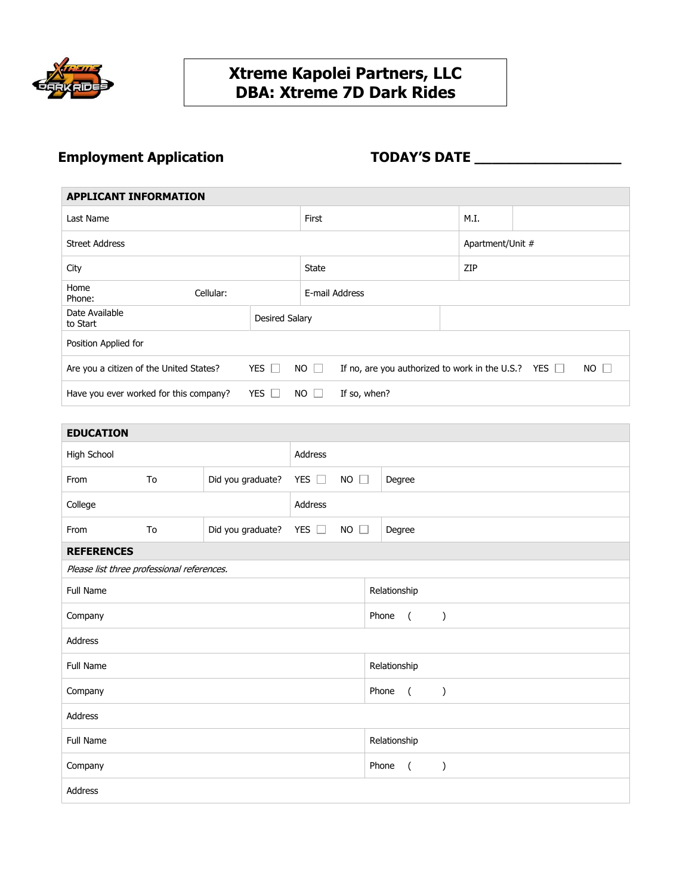# Xtreme Kapolei Partners, LLC
# DBA: Xtreme 7D Dark Rides

## Employment Application

**TODAY'S DATE** ________________

| **APPLICANT INFORMATION** | | | | |
|---|---|---|---|---|
| Last Name | | First | M.I. | |
| Street Address | | | Apartment/Unit # | |
| City | | State | ZIP | |
| Home Phone: | Cellular: | E-mail Address | | |
| Date Available to Start | Desired Salary | | | |
| Position Applied for | | | | |
| Are you a citizen of the United States? | YES ☐ NO ☐ | If no, are you authorized to work in the U.S.? | YES ☐ NO ☐ | |
| Have you ever worked for this company? | YES ☐ NO ☐ | If so, when? | | |

| **EDUCATION** | | | |
|---|---|---|---|
| High School | | Address | |
| From | To | Did you graduate? YES ☐ NO ☐ | Degree |
| College | | Address | |
| From | To | Did you graduate? YES ☐ NO ☐ | Degree |

| **REFERENCES** | |
|---|---|
| *Please list three professional references.* | |
| Full Name | Relationship |
| Company | Phone ( ) |
| Address | |
| Full Name | Relationship |
| Company | Phone ( ) |
| Address | |
| Full Name | Relationship |
| Company | Phone ( ) |
| Address | |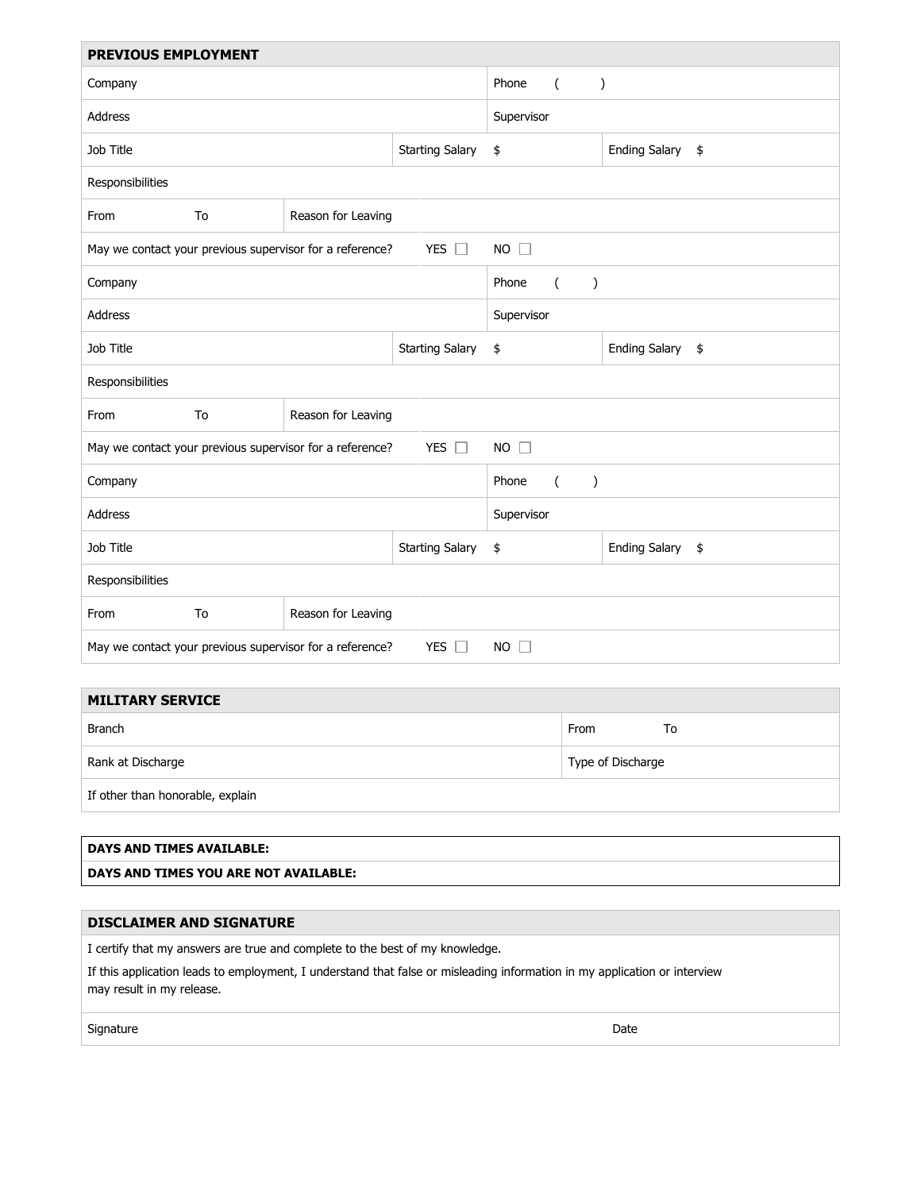## PREVIOUS EMPLOYMENT

| | | | |
|---|---|---|---|
| Company | | Phone ( ) | |
| Address | | Supervisor | |
| Job Title | Starting Salary | $ | Ending Salary $ |
| Responsibilities | | | |
| From To | Reason for Leaving | | |
| May we contact your previous supervisor for a reference? | YES ☐ | NO ☐ | |
| Company | | Phone ( ) | |
| Address | | Supervisor | |
| Job Title | Starting Salary | $ | Ending Salary $ |
| Responsibilities | | | |
| From To | Reason for Leaving | | |
| May we contact your previous supervisor for a reference? | YES ☐ | NO ☐ | |
| Company | | Phone ( ) | |
| Address | | Supervisor | |
| Job Title | Starting Salary | $ | Ending Salary $ |
| Responsibilities | | | |
| From To | Reason for Leaving | | |
| May we contact your previous supervisor for a reference? | YES ☐ | NO ☐ | |

## MILITARY SERVICE

| | |
|---|---|
| Branch | From To |
| Rank at Discharge | Type of Discharge |
| If other than honorable, explain | |

**DAYS AND TIMES AVAILABLE:**

**DAYS AND TIMES YOU ARE NOT AVAILABLE:**

## DISCLAIMER AND SIGNATURE

I certify that my answers are true and complete to the best of my knowledge.

If this application leads to employment, I understand that false or misleading information in my application or interview may result in my release.

| | |
|---|---|
| Signature | Date |